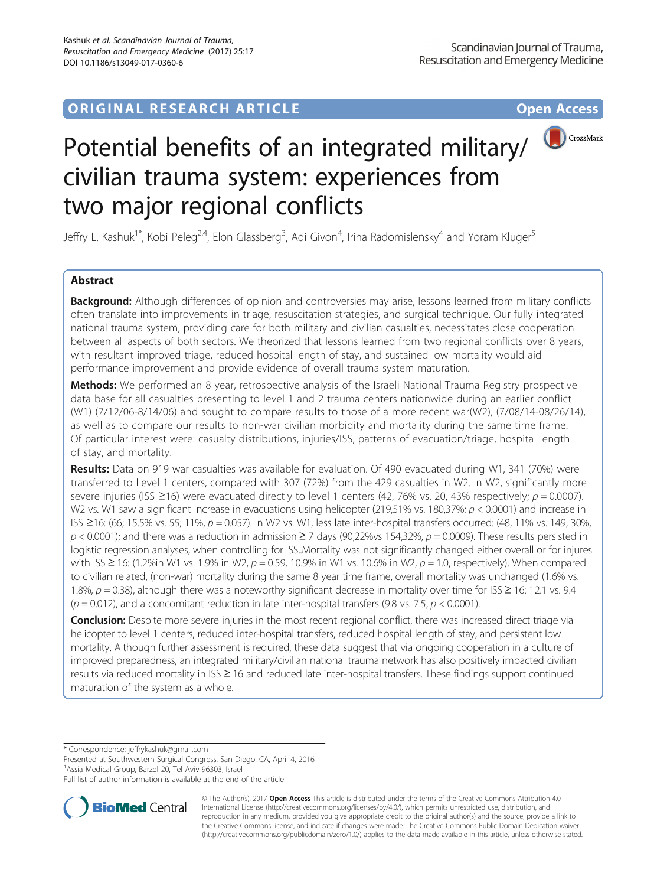ORIGINAL RESEARCH ARTICLE **Open Access**

# Potential benefits of an integrated military/civilian trauma system: experiences from two major regional conflicts

Jeffry L. Kashuk[1*], Kobi Peleg[2,4], Elon Glassberg[3], Adi Givon[4], Irina Radomislensky[4] and Yoram Kluger[5]

## Abstract

**Background:** Although differences of opinion and controversies may arise, lessons learned from military conflicts often translate into improvements in triage, resuscitation strategies, and surgical technique. Our fully integrated national trauma system, providing care for both military and civilian casualties, necessitates close cooperation between all aspects of both sectors. We theorized that lessons learned from two regional conflicts over 8 years, with resultant improved triage, reduced hospital length of stay, and sustained low mortality would aid performance improvement and provide evidence of overall trauma system maturation.

**Methods:** We performed an 8 year, retrospective analysis of the Israeli National Trauma Registry prospective data base for all casualties presenting to level 1 and 2 trauma centers nationwide during an earlier conflict (W1) (7/12/06-8/14/06) and sought to compare results to those of a more recent war(W2), (7/08/14-08/26/14), as well as to compare our results to non-war civilian morbidity and mortality during the same time frame. Of particular interest were: casualty distributions, injuries/ISS, patterns of evacuation/triage, hospital length of stay, and mortality.

**Results:** Data on 919 war casualties was available for evaluation. Of 490 evacuated during W1, 341 (70%) were transferred to Level 1 centers, compared with 307 (72%) from the 429 casualties in W2. In W2, significantly more severe injuries (ISS ≥16) were evacuated directly to level 1 centers (42, 76% vs. 20, 43% respectively; $p = 0.0007$). W2 vs. W1 saw a significant increase in evacuations using helicopter (219,51% vs. 180,37%; $p < 0.0001$) and increase in ISS ≥16: (66; 15.5% vs. 55; 11%, $p = 0.057$). In W2 vs. W1, less late inter-hospital transfers occurred: (48, 11% vs. 149, 30%, $p < 0.0001$); and there was a reduction in admission ≥ 7 days (90,22%vs 154,32%, $p = 0.0009$). These results persisted in logistic regression analyses, when controlling for ISS..Mortality was not significantly changed either overall or for injures with ISS ≥ 16: (1.2%in W1 vs. 1.9% in W2, $p = 0.59$, 10.9% in W1 vs. 10.6% in W2, $p = 1.0$, respectively). When compared to civilian related, (non-war) mortality during the same 8 year time frame, overall mortality was unchanged (1.6% vs. 1.8%, $p = 0.38$), although there was a noteworthy significant decrease in mortality over time for ISS ≥ 16: 12.1 vs. 9.4 ($p = 0.012$), and a concomitant reduction in late inter-hospital transfers (9.8 vs. 7.5, $p < 0.0001$).

**Conclusion:** Despite more severe injuries in the most recent regional conflict, there was increased direct triage via helicopter to level 1 centers, reduced inter-hospital transfers, reduced hospital length of stay, and persistent low mortality. Although further assessment is required, these data suggest that via ongoing cooperation in a culture of improved preparedness, an integrated military/civilian national trauma network has also positively impacted civilian results via reduced mortality in ISS ≥ 16 and reduced late inter-hospital transfers. These findings support continued maturation of the system as a whole.

\* Correspondence: jeffrykashuk@gmail.com
Presented at Southwestern Surgical Congress, San Diego, CA, April 4, 2016
[1]Assia Medical Group, Barzel 20, Tel Aviv 96303, Israel
Full list of author information is available at the end of the article

© The Author(s). 2017 **Open Access** This article is distributed under the terms of the Creative Commons Attribution 4.0 International License (http://creativecommons.org/licenses/by/4.0/), which permits unrestricted use, distribution, and reproduction in any medium, provided you give appropriate credit to the original author(s) and the source, provide a link to the Creative Commons license, and indicate if changes were made. The Creative Commons Public Domain Dedication waiver (http://creativecommons.org/publicdomain/zero/1.0/) applies to the data made available in this article, unless otherwise stated.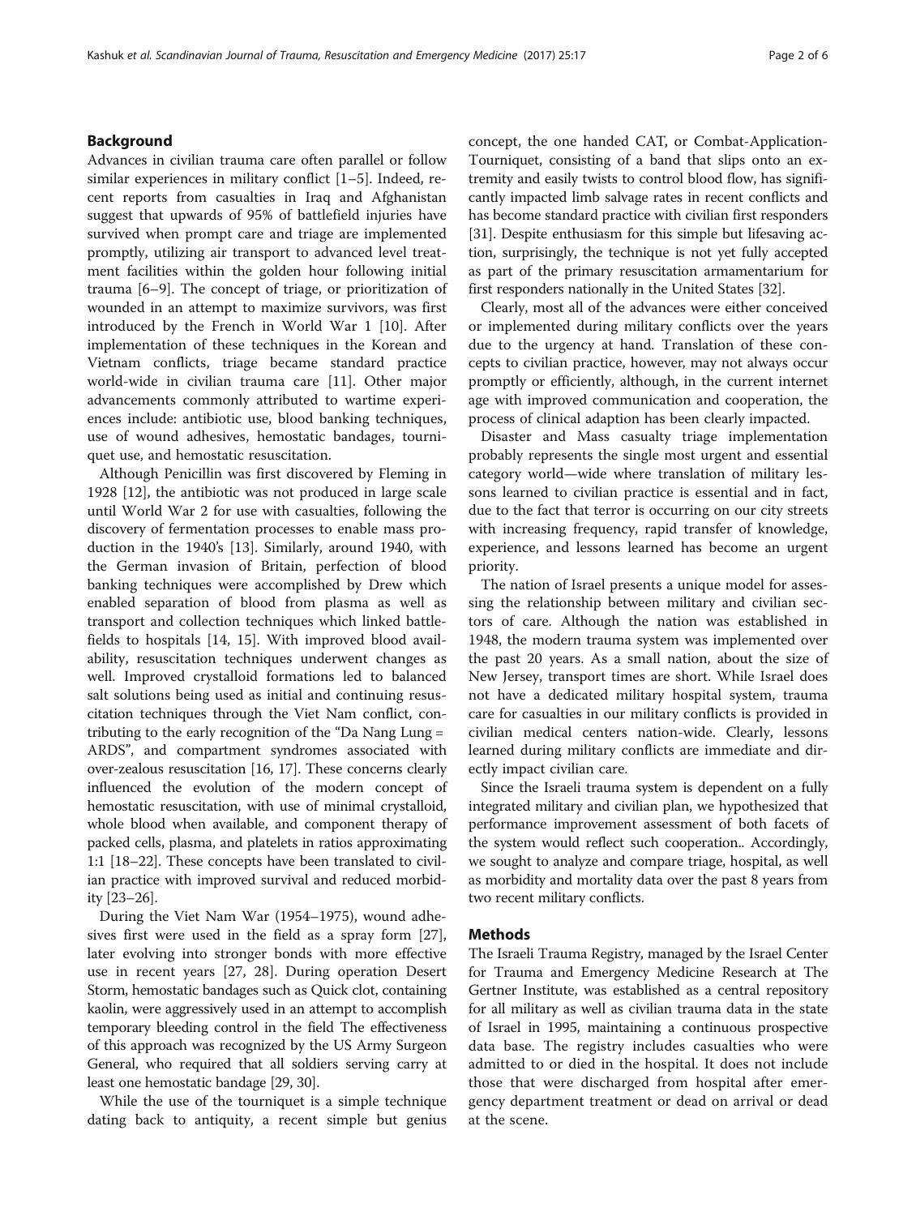## Background

Advances in civilian trauma care often parallel or follow similar experiences in military conflict [1–5]. Indeed, recent reports from casualties in Iraq and Afghanistan suggest that upwards of 95% of battlefield injuries have survived when prompt care and triage are implemented promptly, utilizing air transport to advanced level treatment facilities within the golden hour following initial trauma [6–9]. The concept of triage, or prioritization of wounded in an attempt to maximize survivors, was first introduced by the French in World War 1 [10]. After implementation of these techniques in the Korean and Vietnam conflicts, triage became standard practice world-wide in civilian trauma care [11]. Other major advancements commonly attributed to wartime experiences include: antibiotic use, blood banking techniques, use of wound adhesives, hemostatic bandages, tourniquet use, and hemostatic resuscitation.

Although Penicillin was first discovered by Fleming in 1928 [12], the antibiotic was not produced in large scale until World War 2 for use with casualties, following the discovery of fermentation processes to enable mass production in the 1940's [13]. Similarly, around 1940, with the German invasion of Britain, perfection of blood banking techniques were accomplished by Drew which enabled separation of blood from plasma as well as transport and collection techniques which linked battlefields to hospitals [14, 15]. With improved blood availability, resuscitation techniques underwent changes as well. Improved crystalloid formations led to balanced salt solutions being used as initial and continuing resuscitation techniques through the Viet Nam conflict, contributing to the early recognition of the "Da Nang Lung = ARDS", and compartment syndromes associated with over-zealous resuscitation [16, 17]. These concerns clearly influenced the evolution of the modern concept of hemostatic resuscitation, with use of minimal crystalloid, whole blood when available, and component therapy of packed cells, plasma, and platelets in ratios approximating 1:1 [18–22]. These concepts have been translated to civilian practice with improved survival and reduced morbidity [23–26].

During the Viet Nam War (1954–1975), wound adhesives first were used in the field as a spray form [27], later evolving into stronger bonds with more effective use in recent years [27, 28]. During operation Desert Storm, hemostatic bandages such as Quick clot, containing kaolin, were aggressively used in an attempt to accomplish temporary bleeding control in the field The effectiveness of this approach was recognized by the US Army Surgeon General, who required that all soldiers serving carry at least one hemostatic bandage [29, 30].

While the use of the tourniquet is a simple technique dating back to antiquity, a recent simple but genius concept, the one handed CAT, or Combat-Application-Tourniquet, consisting of a band that slips onto an extremity and easily twists to control blood flow, has significantly impacted limb salvage rates in recent conflicts and has become standard practice with civilian first responders [31]. Despite enthusiasm for this simple but lifesaving action, surprisingly, the technique is not yet fully accepted as part of the primary resuscitation armamentarium for first responders nationally in the United States [32].

Clearly, most all of the advances were either conceived or implemented during military conflicts over the years due to the urgency at hand. Translation of these concepts to civilian practice, however, may not always occur promptly or efficiently, although, in the current internet age with improved communication and cooperation, the process of clinical adaption has been clearly impacted.

Disaster and Mass casualty triage implementation probably represents the single most urgent and essential category world—wide where translation of military lessons learned to civilian practice is essential and in fact, due to the fact that terror is occurring on our city streets with increasing frequency, rapid transfer of knowledge, experience, and lessons learned has become an urgent priority.

The nation of Israel presents a unique model for assessing the relationship between military and civilian sectors of care. Although the nation was established in 1948, the modern trauma system was implemented over the past 20 years. As a small nation, about the size of New Jersey, transport times are short. While Israel does not have a dedicated military hospital system, trauma care for casualties in our military conflicts is provided in civilian medical centers nation-wide. Clearly, lessons learned during military conflicts are immediate and directly impact civilian care.

Since the Israeli trauma system is dependent on a fully integrated military and civilian plan, we hypothesized that performance improvement assessment of both facets of the system would reflect such cooperation.. Accordingly, we sought to analyze and compare triage, hospital, as well as morbidity and mortality data over the past 8 years from two recent military conflicts.

## Methods

The Israeli Trauma Registry, managed by the Israel Center for Trauma and Emergency Medicine Research at The Gertner Institute, was established as a central repository for all military as well as civilian trauma data in the state of Israel in 1995, maintaining a continuous prospective data base. The registry includes casualties who were admitted to or died in the hospital. It does not include those that were discharged from hospital after emergency department treatment or dead on arrival or dead at the scene.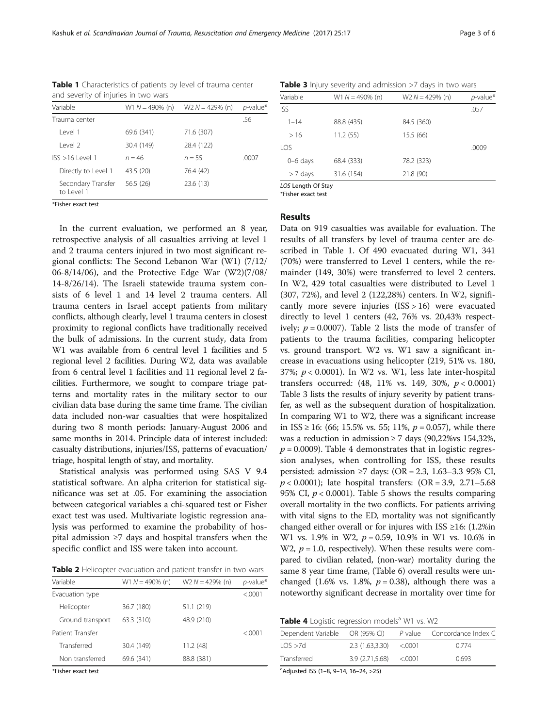**Table 1** Characteristics of patients by level of trauma center and severity of injuries in two wars

| Variable | W1 $N = 490$% (n) | W2 $N = 429$% (n) | p-value* |
|---|---|---|---|
| Trauma center | | | .56 |
| Level 1 | 69.6 (341) | 71.6 (307) | |
| Level 2 | 30.4 (149) | 28.4 (122) | |
| ISS >16 Level 1 | $n = 46$ | $n = 55$ | .0007 |
| Directly to Level 1 | 43.5 (20) | 76.4 (42) | |
| Secondary Transfer to Level 1 | 56.5 (26) | 23.6 (13) | |

*Fisher exact test

In the current evaluation, we performed an 8 year, retrospective analysis of all casualties arriving at level 1 and 2 trauma centers injured in two most significant regional conflicts: The Second Lebanon War (W1) (7/12/06-8/14/06), and the Protective Edge War (W2)(7/08/14-8/26/14). The Israeli statewide trauma system consists of 6 level 1 and 14 level 2 trauma centers. All trauma centers in Israel accept patients from military conflicts, although clearly, level 1 trauma centers in closest proximity to regional conflicts have traditionally received the bulk of admissions. In the current study, data from W1 was available from 6 central level 1 facilities and 5 regional level 2 facilities. During W2, data was available from 6 central level 1 facilities and 11 regional level 2 facilities. Furthermore, we sought to compare triage patterns and mortality rates in the military sector to our civilian data base during the same time frame. The civilian data included non-war casualties that were hospitalized during two 8 month periods: January-August 2006 and same months in 2014. Principle data of interest included: casualty distributions, injuries/ISS, patterns of evacuation/triage, hospital length of stay, and mortality.

Statistical analysis was performed using SAS V 9.4 statistical software. An alpha criterion for statistical significance was set at .05. For examining the association between categorical variables a chi-squared test or Fisher exact test was used. Multivariate logistic regression analysis was performed to examine the probability of hospital admission ≥7 days and hospital transfers when the specific conflict and ISS were taken into account.

**Table 2** Helicopter evacuation and patient transfer in two wars

| Variable | W1 $N = 490$% (n) | W2 $N = 429$% (n) | p-value* |
|---|---|---|---|
| Evacuation type | | | <.0001 |
| Helicopter | 36.7 (180) | 51.1 (219) | |
| Ground transport | 63.3 (310) | 48.9 (210) | |
| Patient Transfer | | | <.0001 |
| Transferred | 30.4 (149) | 11.2 (48) | |
| Non transferred | 69.6 (341) | 88.8 (381) | |

*Fisher exact test

**Table 3** Injury severity and admission >7 days in two wars

| Variable | W1 $N = 490$% (n) | W2 $N = 429$% (n) | p-value* |
|---|---|---|---|
| ISS | | | .057 |
| 1–14 | 88.8 (435) | 84.5 (360) | |
| > 16 | 11.2 (55) | 15.5 (66) | |
| LOS | | | .0009 |
| 0–6 days | 68.4 (333) | 78.2 (323) | |
| > 7 days | 31.6 (154) | 21.8 (90) | |

*LOS* Length Of Stay

*Fisher exact test

## Results

Data on 919 casualties was available for evaluation. The results of all transfers by level of trauma center are described in Table 1. Of 490 evacuated during W1, 341 (70%) were transferred to Level 1 centers, while the remainder (149, 30%) were transferred to level 2 centers. In W2, 429 total casualties were distributed to Level 1 (307, 72%), and level 2 (122,28%) centers. In W2, significantly more severe injuries (ISS > 16) were evacuated directly to level 1 centers (42, 76% vs. 20,43% respectively; $p = 0.0007$). Table 2 lists the mode of transfer of patients to the trauma facilities, comparing helicopter vs. ground transport. W2 vs. W1 saw a significant increase in evacuations using helicopter (219, 51% vs. 180, 37%; $p < 0.0001$). In W2 vs. W1, less late inter-hospital transfers occurred: (48, 11% vs. 149, 30%, $p < 0.0001$) Table 3 lists the results of injury severity by patient transfer, as well as the subsequent duration of hospitalization. In comparing W1 to W2, there was a significant increase in ISS ≥ 16: (66; 15.5% vs. 55; 11%, $p = 0.057$), while there was a reduction in admission ≥ 7 days (90,22%vs 154,32%, $p = 0.0009$). Table 4 demonstrates that in logistic regression analyses, when controlling for ISS, these results persisted: admission ≥7 days: (OR = 2.3, 1.63–3.3 95% CI, $p < 0.0001$); late hospital transfers: (OR = 3.9, 2.71–5.68 95% CI, $p < 0.0001$). Table 5 shows the results comparing overall mortality in the two conflicts. For patients arriving with vital signs to the ED, mortality was not significantly changed either overall or for injures with ISS ≥16: (1.2%in W1 vs. 1.9% in W2, $p = 0.59$, 10.9% in W1 vs. 10.6% in W2, $p = 1.0$, respectively). When these results were compared to civilian related, (non-war) mortality during the same 8 year time frame, (Table 6) overall results were unchanged (1.6% vs. 1.8%, $p = 0.38$), although there was a noteworthy significant decrease in mortality over time for

**Table 4** Logistic regression models[a] W1 vs. W2

| Dependent Variable | OR (95% CI) | P value | Concordance Index C |
|---|---|---|---|
| LOS >7d | 2.3 (1.63,3.30) | <.0001 | 0.774 |
| Transferred | 3.9 (2.71,5.68) | <.0001 | 0.693 |

[a]Adjusted ISS (1–8, 9–14, 16–24, >25)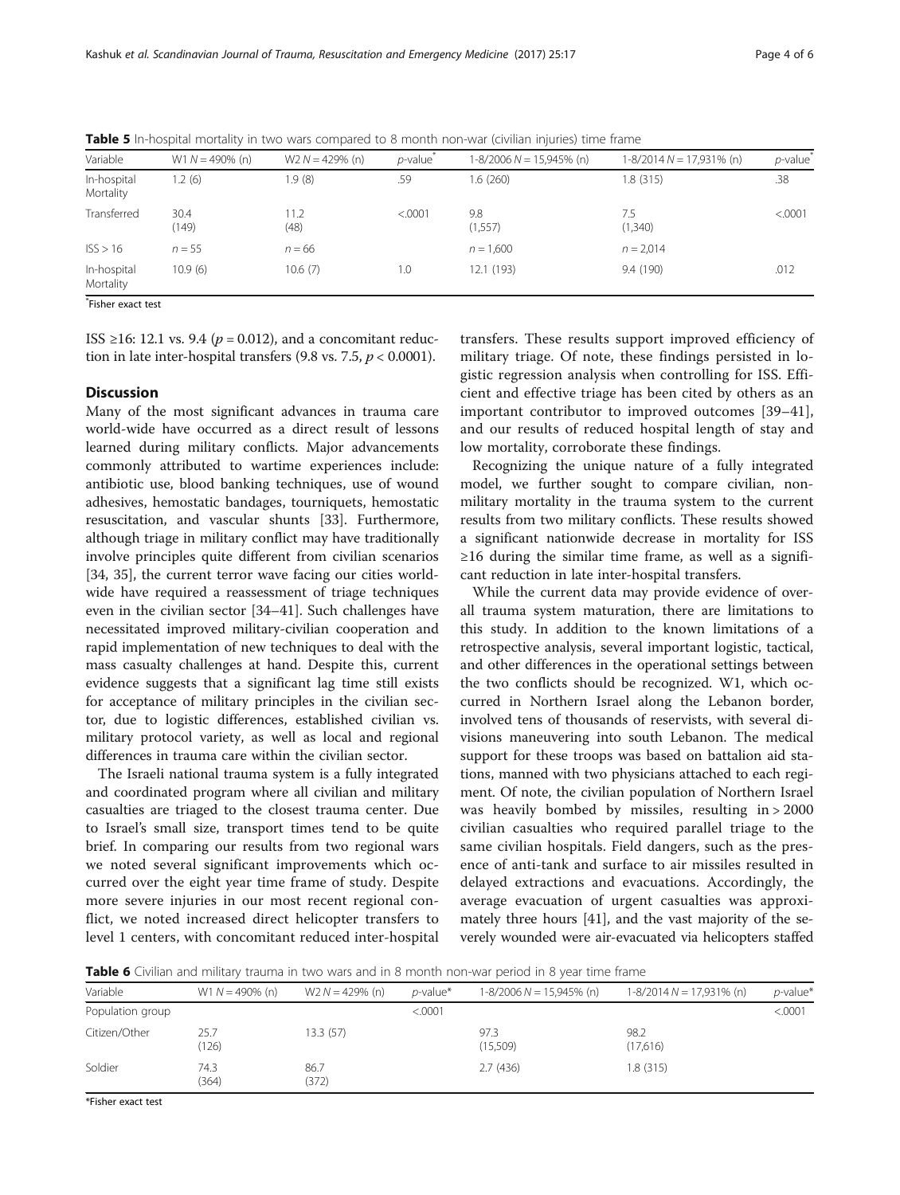**Table 5** In-hospital mortality in two wars compared to 8 month non-war (civilian injuries) time frame

| Variable | W1 $N = 490$% (n) | W2 $N = 429$% (n) | *p*-value* | 1-8/2006 $N = 15{,}945$% (n) | 1-8/2014 $N = 17{,}931$% (n) | *p*-value* |
|---|---|---|---|---|---|---|
| In-hospital Mortality | 1.2 (6) | 1.9 (8) | .59 | 1.6 (260) | 1.8 (315) | .38 |
| Transferred | 30.4 (149) | 11.2 (48) | <.0001 | 9.8 (1,557) | 7.5 (1,340) | <.0001 |
| ISS > 16 | n = 55 | n = 66 | | n = 1,600 | n = 2,014 | |
| In-hospital Mortality | 10.9 (6) | 10.6 (7) | 1.0 | 12.1 (193) | 9.4 (190) | .012 |

*Fisher exact test

ISS ≥16: 12.1 vs. 9.4 ($p = 0.012$), and a concomitant reduction in late inter-hospital transfers (9.8 vs. 7.5, $p < 0.0001$).

## Discussion

Many of the most significant advances in trauma care world-wide have occurred as a direct result of lessons learned during military conflicts. Major advancements commonly attributed to wartime experiences include: antibiotic use, blood banking techniques, use of wound adhesives, hemostatic bandages, tourniquets, hemostatic resuscitation, and vascular shunts [33]. Furthermore, although triage in military conflict may have traditionally involve principles quite different from civilian scenarios [34, 35], the current terror wave facing our cities worldwide have required a reassessment of triage techniques even in the civilian sector [34–41]. Such challenges have necessitated improved military-civilian cooperation and rapid implementation of new techniques to deal with the mass casualty challenges at hand. Despite this, current evidence suggests that a significant lag time still exists for acceptance of military principles in the civilian sector, due to logistic differences, established civilian vs. military protocol variety, as well as local and regional differences in trauma care within the civilian sector.

The Israeli national trauma system is a fully integrated and coordinated program where all civilian and military casualties are triaged to the closest trauma center. Due to Israel's small size, transport times tend to be quite brief. In comparing our results from two regional wars we noted several significant improvements which occurred over the eight year time frame of study. Despite more severe injuries in our most recent regional conflict, we noted increased direct helicopter transfers to level 1 centers, with concomitant reduced inter-hospital transfers. These results support improved efficiency of military triage. Of note, these findings persisted in logistic regression analysis when controlling for ISS. Efficient and effective triage has been cited by others as an important contributor to improved outcomes [39–41], and our results of reduced hospital length of stay and low mortality, corroborate these findings.

Recognizing the unique nature of a fully integrated model, we further sought to compare civilian, non-military mortality in the trauma system to the current results from two military conflicts. These results showed a significant nationwide decrease in mortality for ISS ≥16 during the similar time frame, as well as a significant reduction in late inter-hospital transfers.

While the current data may provide evidence of overall trauma system maturation, there are limitations to this study. In addition to the known limitations of a retrospective analysis, several important logistic, tactical, and other differences in the operational settings between the two conflicts should be recognized. W1, which occurred in Northern Israel along the Lebanon border, involved tens of thousands of reservists, with several divisions maneuvering into south Lebanon. The medical support for these troops was based on battalion aid stations, manned with two physicians attached to each regiment. Of note, the civilian population of Northern Israel was heavily bombed by missiles, resulting in > 2000 civilian casualties who required parallel triage to the same civilian hospitals. Field dangers, such as the presence of anti-tank and surface to air missiles resulted in delayed extractions and evacuations. Accordingly, the average evacuation of urgent casualties was approximately three hours [41], and the vast majority of the severely wounded were air-evacuated via helicopters staffed

**Table 6** Civilian and military trauma in two wars and in 8 month non-war period in 8 year time frame

| Variable | W1 $N = 490$% (n) | W2 $N = 429$% (n) | *p*-value* | 1-8/2006 $N = 15{,}945$% (n) | 1-8/2014 $N = 17{,}931$% (n) | *p*-value* |
|---|---|---|---|---|---|---|
| Population group | | | <.0001 | | | <.0001 |
| Citizen/Other | 25.7 (126) | 13.3 (57) | | 97.3 (15,509) | 98.2 (17,616) | |
| Soldier | 74.3 (364) | 86.7 (372) | | 2.7 (436) | 1.8 (315) | |

*Fisher exact test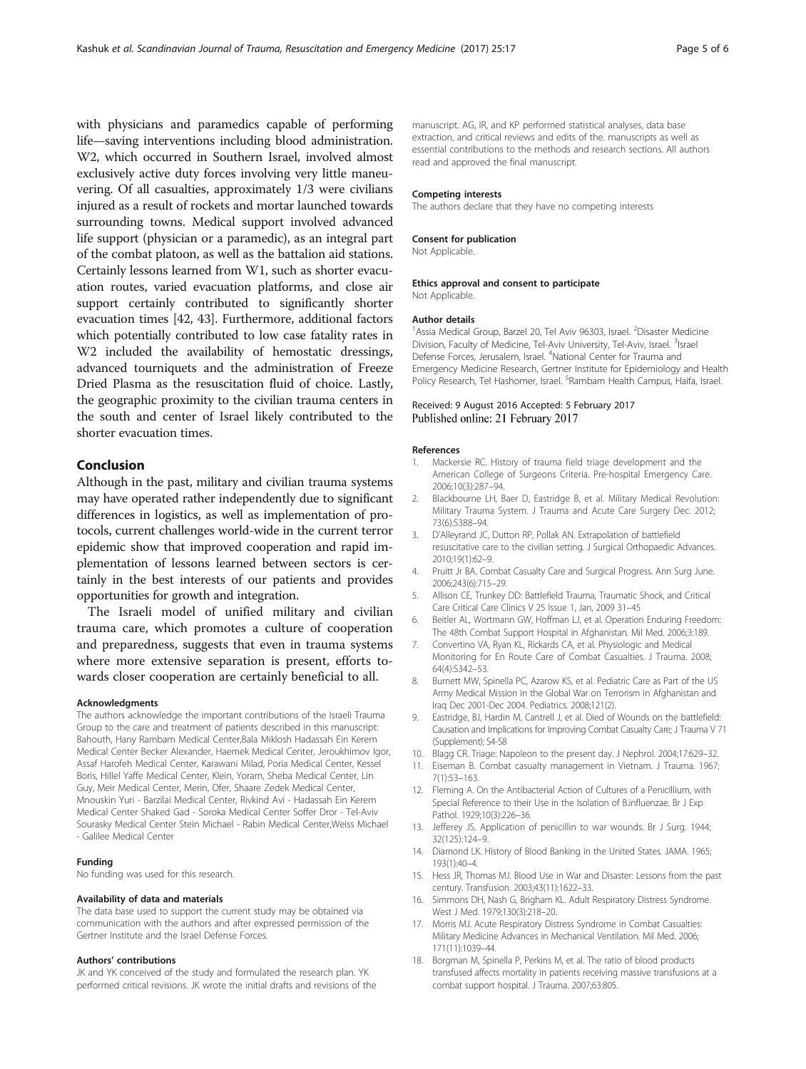with physicians and paramedics capable of performing life—saving interventions including blood administration. W2, which occurred in Southern Israel, involved almost exclusively active duty forces involving very little maneuvering. Of all casualties, approximately 1/3 were civilians injured as a result of rockets and mortar launched towards surrounding towns. Medical support involved advanced life support (physician or a paramedic), as an integral part of the combat platoon, as well as the battalion aid stations. Certainly lessons learned from W1, such as shorter evacuation routes, varied evacuation platforms, and close air support certainly contributed to significantly shorter evacuation times [42, 43]. Furthermore, additional factors which potentially contributed to low case fatality rates in W2 included the availability of hemostatic dressings, advanced tourniquets and the administration of Freeze Dried Plasma as the resuscitation fluid of choice. Lastly, the geographic proximity to the civilian trauma centers in the south and center of Israel likely contributed to the shorter evacuation times.

## Conclusion

Although in the past, military and civilian trauma systems may have operated rather independently due to significant differences in logistics, as well as implementation of protocols, current challenges world-wide in the current terror epidemic show that improved cooperation and rapid implementation of lessons learned between sectors is certainly in the best interests of our patients and provides opportunities for growth and integration.

The Israeli model of unified military and civilian trauma care, which promotes a culture of cooperation and preparedness, suggests that even in trauma systems where more extensive separation is present, efforts towards closer cooperation are certainly beneficial to all.

#### Acknowledgments

The authors acknowledge the important contributions of the Israeli Trauma Group to the care and treatment of patients described in this manuscript: Bahouth, Hany Rambam Medical Center,Bala Miklosh Hadassah Ein Kerem Medical Center Becker Alexander, Haemek Medical Center, Jeroukhimov Igor, Assaf Harofeh Medical Center, Karawani Milad, Poria Medical Center, Kessel Boris, Hillel Yaffe Medical Center, Klein, Yoram, Sheba Medical Center, Lin Guy, Meir Medical Center, Merin, Ofer, Shaare Zedek Medical Center, Mnouskin Yuri - Barzilai Medical Center, Rivkind Avi - Hadassah Ein Kerem Medical Center Shaked Gad - Soroka Medical Center Soffer Dror - Tel-Aviv Sourasky Medical Center Stein Michael - Rabin Medical Center,Weiss Michael - Galilee Medical Center

#### Funding

No funding was used for this research.

#### Availability of data and materials

The data base used to support the current study may be obtained via communication with the authors and after expressed permission of the Gertner Institute and the Israel Defense Forces.

#### Authors' contributions

JK and YK conceived of the study and formulated the research plan. YK performed critical revisions. JK wrote the initial drafts and revisions of the manuscript. AG, IR, and KP performed statistical analyses, data base extraction, and critical reviews and edits of the. manuscripts as well as essential contributions to the methods and research sections. All authors read and approved the final manuscript.

#### Competing interests

The authors declare that they have no competing interests

#### Consent for publication

Not Applicable.

#### Ethics approval and consent to participate

Not Applicable.

#### Author details

[1]Assia Medical Group, Barzel 20, Tel Aviv 96303, Israel. [2]Disaster Medicine Division, Faculty of Medicine, Tel-Aviv University, Tel-Aviv, Israel. [3]Israel Defense Forces, Jerusalem, Israel. [4]National Center for Trauma and Emergency Medicine Research, Gertner Institute for Epidemiology and Health Policy Research, Tel Hashomer, Israel. [5]Rambam Health Campus, Haifa, Israel.

Received: 9 August 2016 Accepted: 5 February 2017
Published online: 21 February 2017

#### References

1. Mackersie RC. History of trauma field triage development and the American College of Surgeons Criteria. Pre-hospital Emergency Care. 2006;10(3):287–94.
2. Blackbourne LH, Baer D, Eastridge B, et al. Military Medical Revolution: Military Trauma System. J Trauma and Acute Care Surgery Dec. 2012; 73(6):S388–94.
3. D'Alleyrand JC, Dutton RP, Pollak AN. Extrapolation of battlefield resuscitative care to the civilian setting. J Surgical Orthopaedic Advances. 2010;19(1):62–9.
4. Pruitt Jr BA. Combat Casualty Care and Surgical Progress. Ann Surg June. 2006;243(6):715–29.
5. Allison CE, Trunkey DD: Battlefield Trauma, Traumatic Shock, and Critical Care Critical Care Clinics V 25 Issue 1, Jan, 2009 31–45
6. Beitler AL, Wortmann GW, Hoffman LJ, et al. Operation Enduring Freedom: The 48th Combat Support Hospital in Afghanistan. Mil Med. 2006;3:189.
7. Convertino VA, Ryan KL, Rickards CA, et al. Physiologic and Medical Monitoring for En Route Care of Combat Casualties. J Trauma. 2008; 64(4):S342–53.
8. Burnett MW, Spinella PC, Azarow KS, et al. Pediatric Care as Part of the US Army Medical Mission in the Global War on Terrorism in Afghanistan and Iraq Dec 2001-Dec 2004. Pediatrics. 2008;121(2).
9. Eastridge, BJ, Hardin M, Cantrell J, et al. Died of Wounds on the battlefield: Causation and Implications for Improving Combat Casualty Care; J Trauma V 71 (Supplement); S4-S8
10. Blagg CR. Triage: Napoleon to the present day. J Nephrol. 2004;17:629–32.
11. Eiseman B. Combat casualty management in Vietnam. J Trauma. 1967; 7(1):53–163.
12. Fleming A. On the Antibacterial Action of Cultures of a Penicillium, with Special Reference to their Use in the Isolation of B.influenzae. Br J Exp Pathol. 1929;10(3):226–36.
13. Jefferey JS. Application of penicillin to war wounds. Br J Surg. 1944; 32(125):124–9.
14. Diamond LK. History of Blood Banking in the United States. JAMA. 1965; 193(1):40–4.
15. Hess JR, Thomas MJ. Blood Use in War and Disaster: Lessons from the past century. Transfusion. 2003;43(11):1622–33.
16. Simmons DH, Nash G, Brigham KL. Adult Respiratory Distress Syndrome. West J Med. 1979;130(3):218–20.
17. Morris MJ. Acute Respiratory Distress Syndrome in Combat Casualties: Military Medicine Advances in Mechanical Ventilation. Mil Med. 2006; 171(11):1039–44.
18. Borgman M, Spinella P, Perkins M, et al. The ratio of blood products transfused affects mortality in patients receiving massive transfusions at a combat support hospital. J Trauma. 2007;63:805.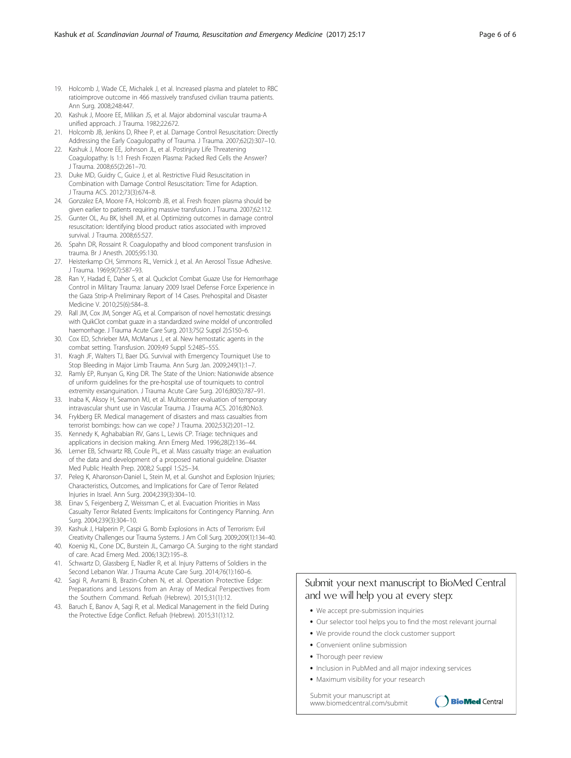19. Holcomb J, Wade CE, Michalek J, et al. Increased plasma and platelet to RBC ratioimprove outcome in 466 massively transfused civilian trauma patients. Ann Surg. 2008;248:447.
20. Kashuk J, Moore EE, Milikan JS, et al. Major abdominal vascular trauma-A unified approach. J Trauma. 1982;22:672.
21. Holcomb JB, Jenkins D, Rhee P, et al. Damage Control Resuscitation: Directly Addressing the Early Coagulopathy of Trauma. J Trauma. 2007;62(2):307–10.
22. Kashuk J, Moore EE, Johnson JL, et al. Postinjury Life Threatening Coagulopathy: Is 1:1 Fresh Frozen Plasma: Packed Red Cells the Answer? J Trauma. 2008;65(2):261–70.
23. Duke MD, Guidry C, Guice J, et al. Restrictive Fluid Resuscitation in Combination with Damage Control Resuscitation: Time for Adaption. J Trauma ACS. 2012;73(3):674–8.
24. Gonzalez EA, Moore FA, Holcomb JB, et al. Fresh frozen plasma should be given earlier to patients requiring massive transfusion. J Trauma. 2007;62:112.
25. Gunter OL, Au BK, Ishell JM, et al. Optimizing outcomes in damage control resuscitation: Identifying blood product ratios associated with improved survival. J Trauma. 2008;65:527.
26. Spahn DR, Rossaint R. Coagulopathy and blood component transfusion in trauma. Br J Anesth. 2005;95:130.
27. Heisterkamp CH, Simmons RL, Vernick J, et al. An Aerosol Tissue Adhesive. J Trauma. 1969;9(7):587–93.
28. Ran Y, Hadad E, Daher S, et al. Quckclot Combat Guaze Use for Hemorrhage Control in Military Trauma: January 2009 Israel Defense Force Experience in the Gaza Strip-A Preliminary Report of 14 Cases. Prehospital and Disaster Medicine V. 2010;25(6):584–8.
29. Rall JM, Cox JM, Songer AG, et al. Comparison of novel hemostatic dressings with QuikClot combat guaze in a standardized swine moldel of uncontrolled haemorrhage. J Trauma Acute Care Surg. 2013;75(2 Suppl 2):S150–6.
30. Cox ED, Schrieber MA, McManus J, et al. New hemostatic agents in the combat setting. Transfusion. 2009;49 Suppl 5:248S–55S.
31. Kragh JF, Walters TJ, Baer DG. Survival with Emergency Tourniquet Use to Stop Bleeding in Major Limb Trauma. Ann Surg Jan. 2009;249(1):1–7.
32. Ramly EP, Runyan G, King DR. The State of the Union: Nationwide absence of uniform guidelines for the pre-hospital use of tourniquets to control extremity exsanguination. J Trauma Acute Care Surg. 2016;80(5):787–91.
33. Inaba K, Aksoy H, Seamon MJ, et al. Multicenter evaluation of temporary intravascular shunt use in Vascular Trauma. J Trauma ACS. 2016;80:No3.
34. Frykberg ER. Medical management of disasters and mass casualties from terrorist bombings: how can we cope? J Trauma. 2002;53(2):201–12.
35. Kennedy K, Aghababian RV, Gans L, Lewis CP. Triage: techniques and applications in decision making. Ann Emerg Med. 1996;28(2):136–44.
36. Lerner EB, Schwartz RB, Coule PL, et al. Mass casualty triage: an evaluation of the data and development of a proposed national guideline. Disaster Med Public Health Prep. 2008;2 Suppl 1:S25–34.
37. Peleg K, Aharonson-Daniel L, Stein M, et al. Gunshot and Explosion Injuries; Characteristics, Outcomes, and Implications for Care of Terror Related Injuries in Israel. Ann Surg. 2004;239(3):304–10.
38. Einav S, Feigenberg Z, Weissman C, et al. Evacuation Priorities in Mass Casualty Terror Related Events: Implicaitons for Contingency Planning. Ann Surg. 2004;239(3):304–10.
39. Kashuk J, Halperin P, Caspi G. Bomb Explosions in Acts of Terrorism: Evil Creativity Challenges our Trauma Systems. J Am Coll Surg. 2009;209(1):134–40.
40. Koenig KL, Cone DC, Burstein JL, Camargo CA. Surging to the right standard of care. Acad Emerg Med. 2006;13(2):195–8.
41. Schwartz D, Glassberg E, Nadler R, et al. Injury Patterns of Soldiers in the Second Lebanon War. J Trauma Acute Care Surg. 2014;76(1):160–6.
42. Sagi R, Avrami B, Brazin-Cohen N, et al. Operation Protective Edge: Preparations and Lessons from an Array of Medical Perspectives from the Southern Command. Refuah (Hebrew). 2015;31(1):12.
43. Baruch E, Banov A, Sagi R, et al. Medical Management in the field During the Protective Edge Conflict. Refuah (Hebrew). 2015;31(1):12.

Submit your next manuscript to BioMed Central and we will help you at every step:

- We accept pre-submission inquiries
- Our selector tool helps you to find the most relevant journal
- We provide round the clock customer support
- Convenient online submission
- Thorough peer review
- Inclusion in PubMed and all major indexing services
- Maximum visibility for your research

Submit your manuscript at
www.biomedcentral.com/submit

BioMed Central